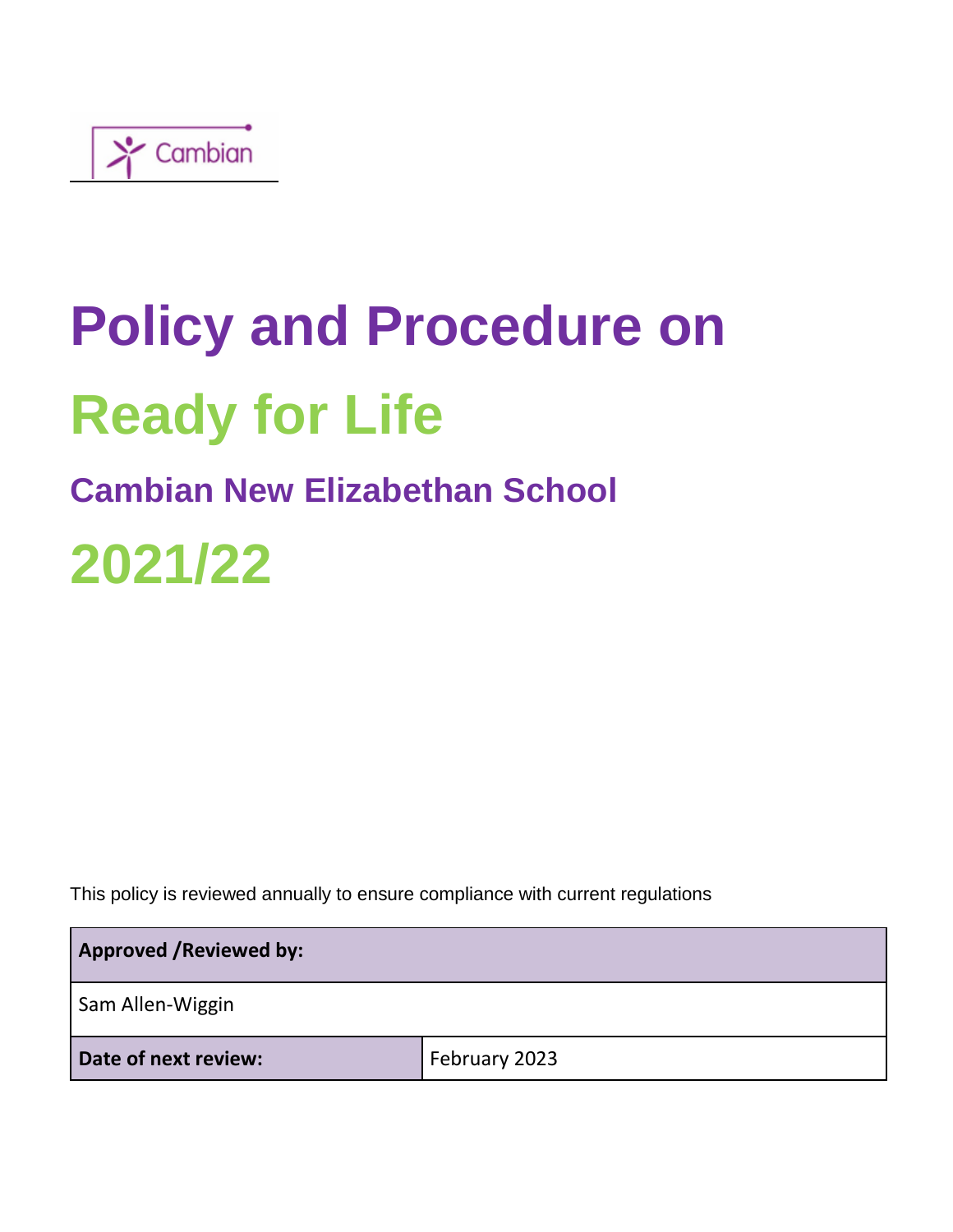Cambian

# Policy and Procedure on

# Ready for Life

## Cambian New Elizabethan School

# 2021/22

This policy is reviewed annually to ensure compliance with current regulations

| **Approved /Reviewed by:** | |
|---|---|
| Sam Allen-Wiggin | |
| **Date of next review:** | February 2023 |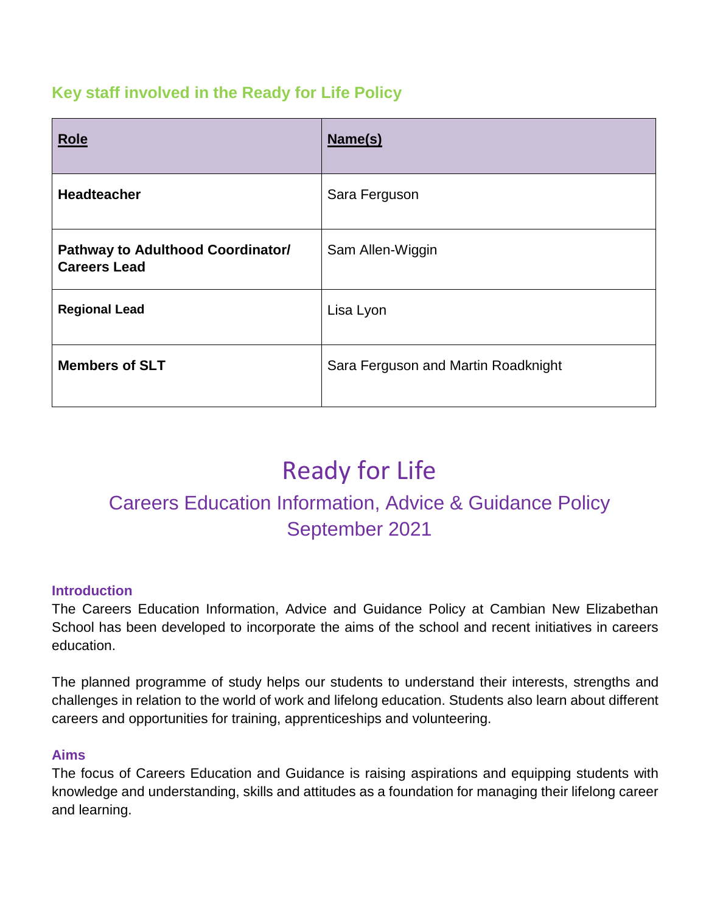## Key staff involved in the Ready for Life Policy

| Role | Name(s) |
| --- | --- |
| **Headteacher** | Sara Ferguson |
| **Pathway to Adulthood Coordinator/ Careers Lead** | Sam Allen-Wiggin |
| **Regional Lead** | Lisa Lyon |
| **Members of SLT** | Sara Ferguson and Martin Roadknight |

# Ready for Life

## Careers Education Information, Advice & Guidance Policy September 2021

### Introduction

The Careers Education Information, Advice and Guidance Policy at Cambian New Elizabethan School has been developed to incorporate the aims of the school and recent initiatives in careers education.

The planned programme of study helps our students to understand their interests, strengths and challenges in relation to the world of work and lifelong education. Students also learn about different careers and opportunities for training, apprenticeships and volunteering.

### Aims

The focus of Careers Education and Guidance is raising aspirations and equipping students with knowledge and understanding, skills and attitudes as a foundation for managing their lifelong career and learning.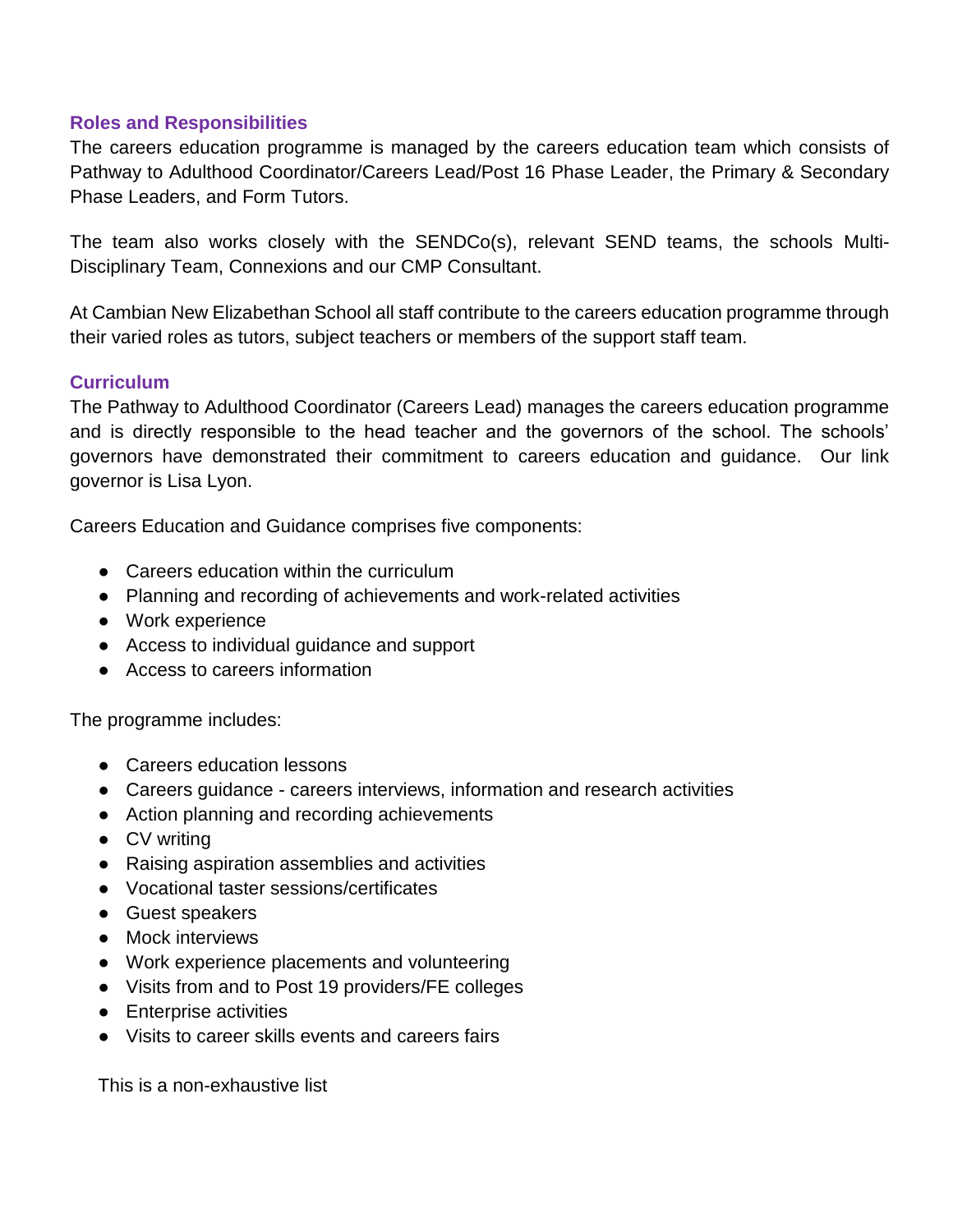## Roles and Responsibilities

The careers education programme is managed by the careers education team which consists of Pathway to Adulthood Coordinator/Careers Lead/Post 16 Phase Leader, the Primary & Secondary Phase Leaders, and Form Tutors.

The team also works closely with the SENDCo(s), relevant SEND teams, the schools Multi-Disciplinary Team, Connexions and our CMP Consultant.

At Cambian New Elizabethan School all staff contribute to the careers education programme through their varied roles as tutors, subject teachers or members of the support staff team.

## Curriculum

The Pathway to Adulthood Coordinator (Careers Lead) manages the careers education programme and is directly responsible to the head teacher and the governors of the school. The schools' governors have demonstrated their commitment to careers education and guidance. Our link governor is Lisa Lyon.

Careers Education and Guidance comprises five components:

- Careers education within the curriculum
- Planning and recording of achievements and work-related activities
- Work experience
- Access to individual guidance and support
- Access to careers information

The programme includes:

- Careers education lessons
- Careers guidance - careers interviews, information and research activities
- Action planning and recording achievements
- CV writing
- Raising aspiration assemblies and activities
- Vocational taster sessions/certificates
- Guest speakers
- Mock interviews
- Work experience placements and volunteering
- Visits from and to Post 19 providers/FE colleges
- Enterprise activities
- Visits to career skills events and careers fairs

This is a non-exhaustive list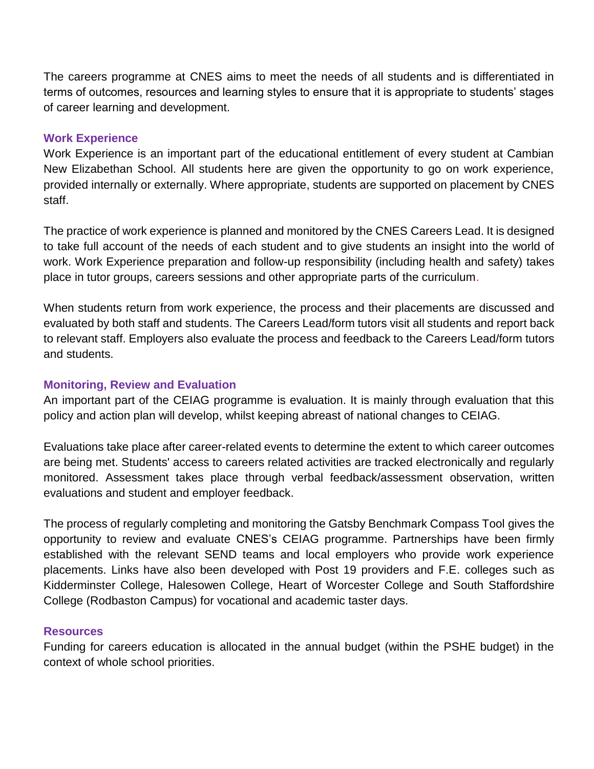The careers programme at CNES aims to meet the needs of all students and is differentiated in terms of outcomes, resources and learning styles to ensure that it is appropriate to students' stages of career learning and development.

## Work Experience

Work Experience is an important part of the educational entitlement of every student at Cambian New Elizabethan School. All students here are given the opportunity to go on work experience, provided internally or externally. Where appropriate, students are supported on placement by CNES staff.

The practice of work experience is planned and monitored by the CNES Careers Lead. It is designed to take full account of the needs of each student and to give students an insight into the world of work. Work Experience preparation and follow-up responsibility (including health and safety) takes place in tutor groups, careers sessions and other appropriate parts of the curriculum.

When students return from work experience, the process and their placements are discussed and evaluated by both staff and students. The Careers Lead/form tutors visit all students and report back to relevant staff. Employers also evaluate the process and feedback to the Careers Lead/form tutors and students.

## Monitoring, Review and Evaluation

An important part of the CEIAG programme is evaluation. It is mainly through evaluation that this policy and action plan will develop, whilst keeping abreast of national changes to CEIAG.

Evaluations take place after career-related events to determine the extent to which career outcomes are being met. Students' access to careers related activities are tracked electronically and regularly monitored. Assessment takes place through verbal feedback/assessment observation, written evaluations and student and employer feedback.

The process of regularly completing and monitoring the Gatsby Benchmark Compass Tool gives the opportunity to review and evaluate CNES's CEIAG programme. Partnerships have been firmly established with the relevant SEND teams and local employers who provide work experience placements. Links have also been developed with Post 19 providers and F.E. colleges such as Kidderminster College, Halesowen College, Heart of Worcester College and South Staffordshire College (Rodbaston Campus) for vocational and academic taster days.

## Resources

Funding for careers education is allocated in the annual budget (within the PSHE budget) in the context of whole school priorities.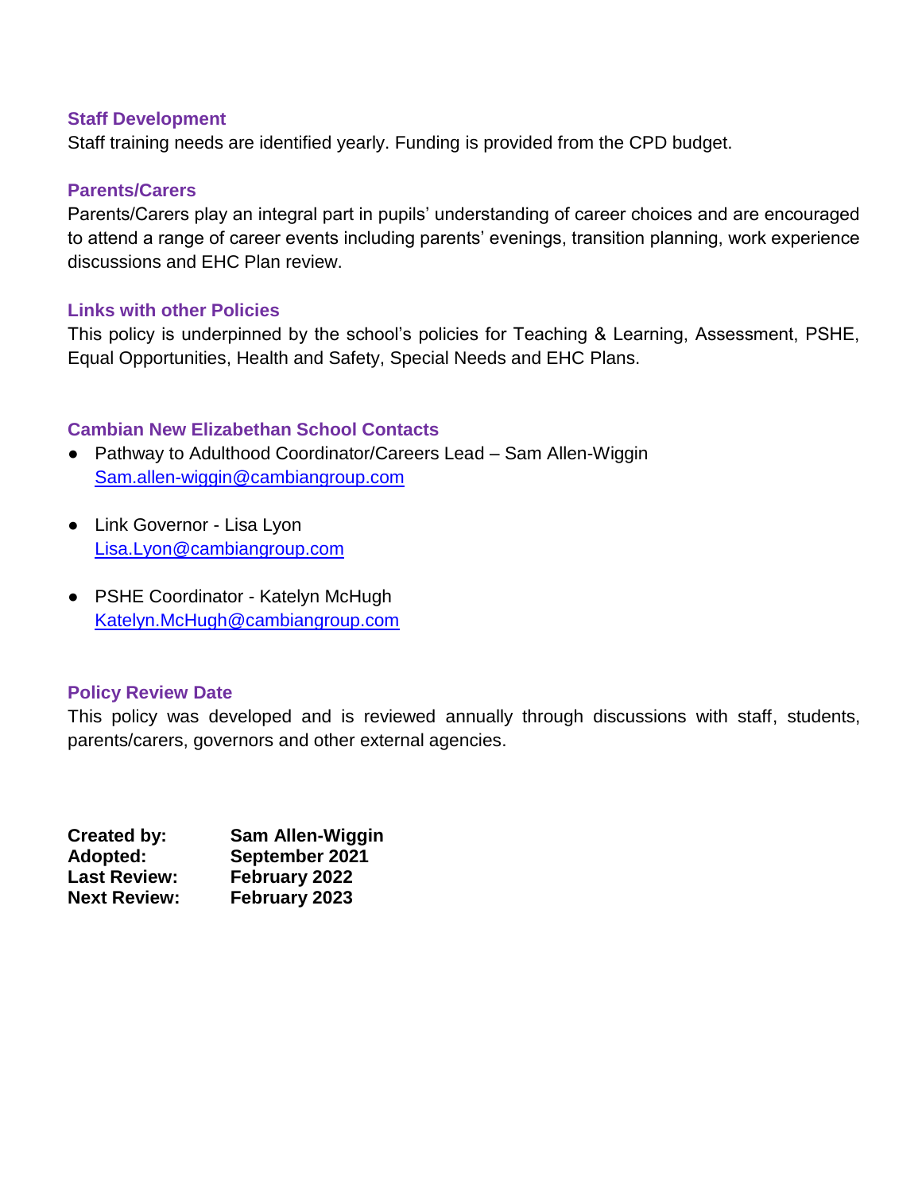### Staff Development

Staff training needs are identified yearly. Funding is provided from the CPD budget.

### Parents/Carers

Parents/Carers play an integral part in pupils' understanding of career choices and are encouraged to attend a range of career events including parents' evenings, transition planning, work experience discussions and EHC Plan review.

### Links with other Policies

This policy is underpinned by the school's policies for Teaching & Learning, Assessment, PSHE, Equal Opportunities, Health and Safety, Special Needs and EHC Plans.

### Cambian New Elizabethan School Contacts

- Pathway to Adulthood Coordinator/Careers Lead – Sam Allen-Wiggin
  Sam.allen-wiggin@cambiangroup.com

- Link Governor - Lisa Lyon
  Lisa.Lyon@cambiangroup.com

- PSHE Coordinator - Katelyn McHugh
  Katelyn.McHugh@cambiangroup.com

### Policy Review Date

This policy was developed and is reviewed annually through discussions with staff, students, parents/carers, governors and other external agencies.

| | |
|---|---|
| **Created by:** | **Sam Allen-Wiggin** |
| **Adopted:** | **September 2021** |
| **Last Review:** | **February 2022** |
| **Next Review:** | **February 2023** |